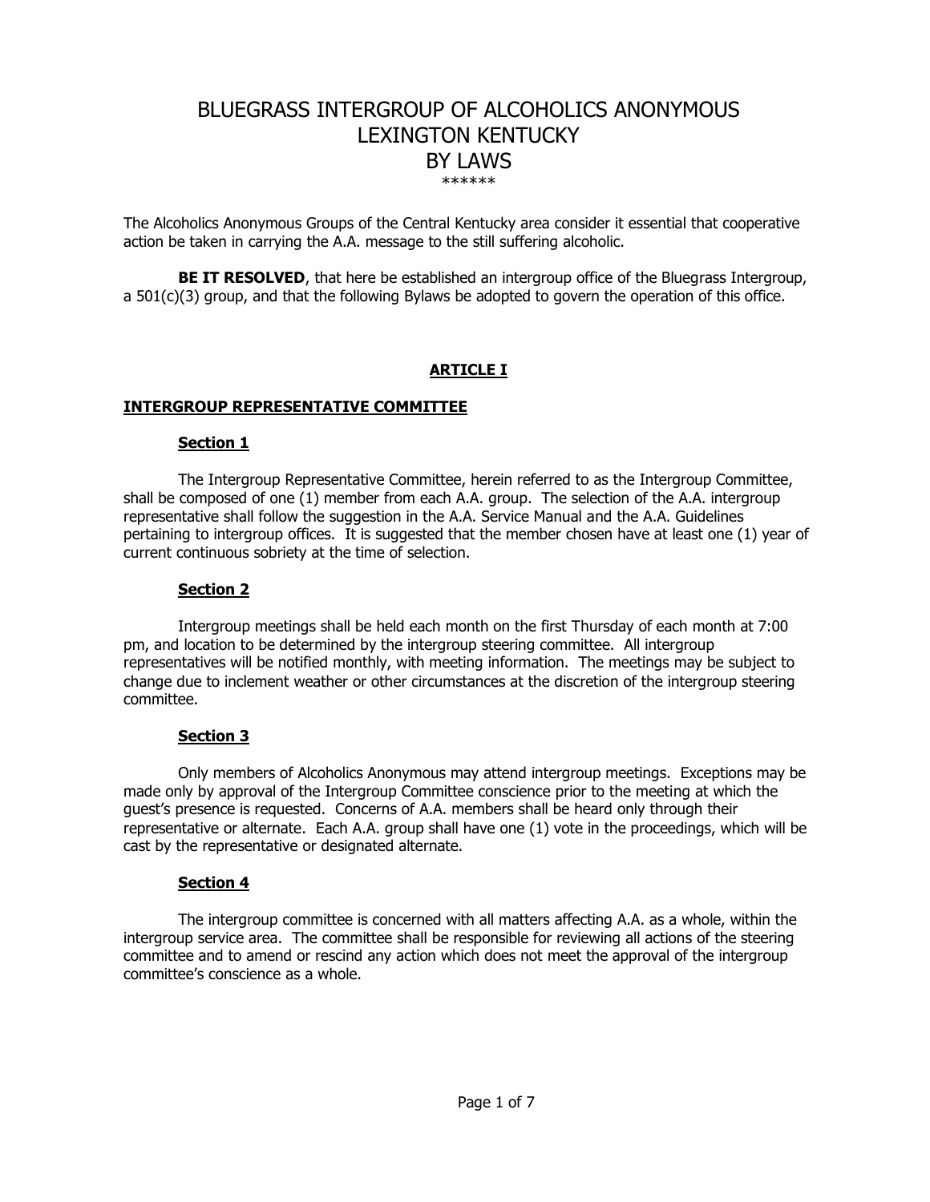# BLUEGRASS INTERGROUP OF ALCOHOLICS ANONYMOUS
# LEXINGTON KENTUCKY
# BY LAWS

******

The Alcoholics Anonymous Groups of the Central Kentucky area consider it essential that cooperative action be taken in carrying the A.A. message to the still suffering alcoholic.

**BE IT RESOLVED**, that here be established an intergroup office of the Bluegrass Intergroup, a 501(c)(3) group, and that the following Bylaws be adopted to govern the operation of this office.

## ARTICLE I

### INTERGROUP REPRESENTATIVE COMMITTEE

#### Section 1

The Intergroup Representative Committee, herein referred to as the Intergroup Committee, shall be composed of one (1) member from each A.A. group. The selection of the A.A. intergroup representative shall follow the suggestion in the A.A. Service Manual and the A.A. Guidelines pertaining to intergroup offices. It is suggested that the member chosen have at least one (1) year of current continuous sobriety at the time of selection.

#### Section 2

Intergroup meetings shall be held each month on the first Thursday of each month at 7:00 pm, and location to be determined by the intergroup steering committee. All intergroup representatives will be notified monthly, with meeting information. The meetings may be subject to change due to inclement weather or other circumstances at the discretion of the intergroup steering committee.

#### Section 3

Only members of Alcoholics Anonymous may attend intergroup meetings. Exceptions may be made only by approval of the Intergroup Committee conscience prior to the meeting at which the guest's presence is requested. Concerns of A.A. members shall be heard only through their representative or alternate. Each A.A. group shall have one (1) vote in the proceedings, which will be cast by the representative or designated alternate.

#### Section 4

The intergroup committee is concerned with all matters affecting A.A. as a whole, within the intergroup service area. The committee shall be responsible for reviewing all actions of the steering committee and to amend or rescind any action which does not meet the approval of the intergroup committee's conscience as a whole.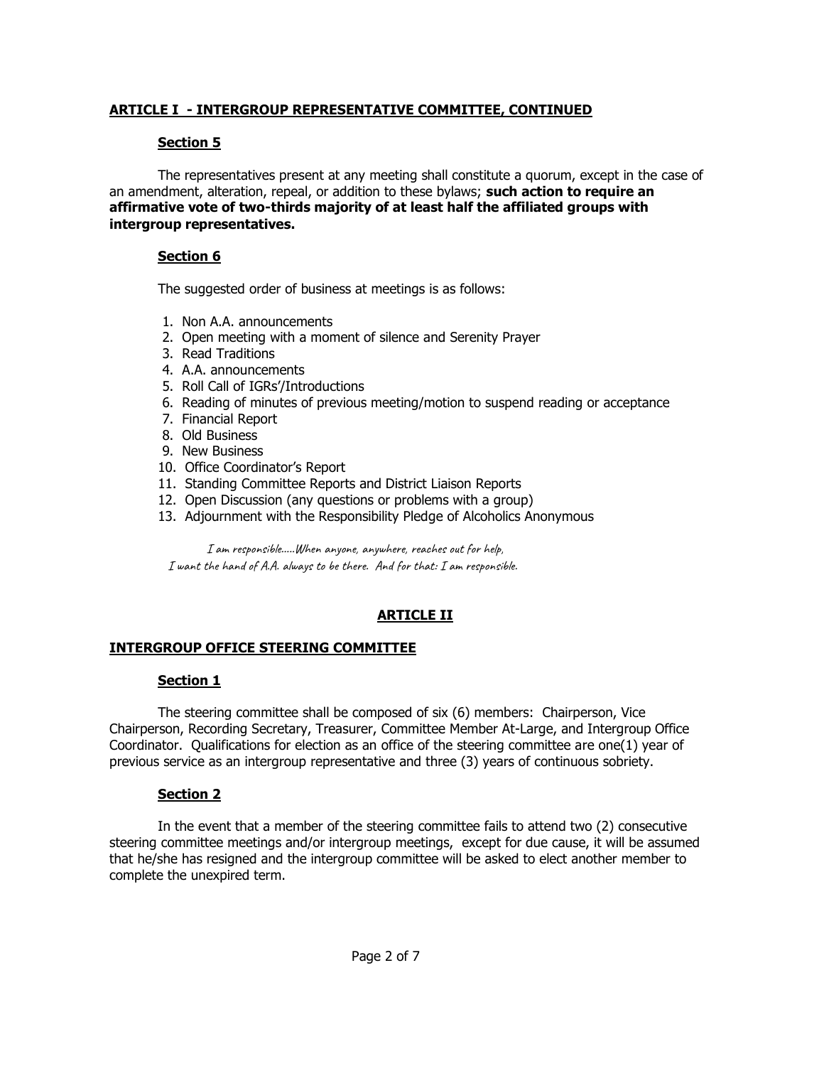**ARTICLE I - INTERGROUP REPRESENTATIVE COMMITTEE, CONTINUED**

**Section 5**

The representatives present at any meeting shall constitute a quorum, except in the case of an amendment, alteration, repeal, or addition to these bylaws; **such action to require an affirmative vote of two-thirds majority of at least half the affiliated groups with intergroup representatives.**

**Section 6**

The suggested order of business at meetings is as follows:

1. Non A.A. announcements
2. Open meeting with a moment of silence and Serenity Prayer
3. Read Traditions
4. A.A. announcements
5. Roll Call of IGRs'/Introductions
6. Reading of minutes of previous meeting/motion to suspend reading or acceptance
7. Financial Report
8. Old Business
9. New Business
10. Office Coordinator's Report
11. Standing Committee Reports and District Liaison Reports
12. Open Discussion (any questions or problems with a group)
13. Adjournment with the Responsibility Pledge of Alcoholics Anonymous

*I am responsible.....When anyone, anywhere, reaches out for help,*
*I want the hand of A.A. always to be there. And for that: I am responsible.*

## ARTICLE II

**INTERGROUP OFFICE STEERING COMMITTEE**

**Section 1**

The steering committee shall be composed of six (6) members: Chairperson, Vice Chairperson, Recording Secretary, Treasurer, Committee Member At-Large, and Intergroup Office Coordinator. Qualifications for election as an office of the steering committee are one(1) year of previous service as an intergroup representative and three (3) years of continuous sobriety.

**Section 2**

In the event that a member of the steering committee fails to attend two (2) consecutive steering committee meetings and/or intergroup meetings, except for due cause, it will be assumed that he/she has resigned and the intergroup committee will be asked to elect another member to complete the unexpired term.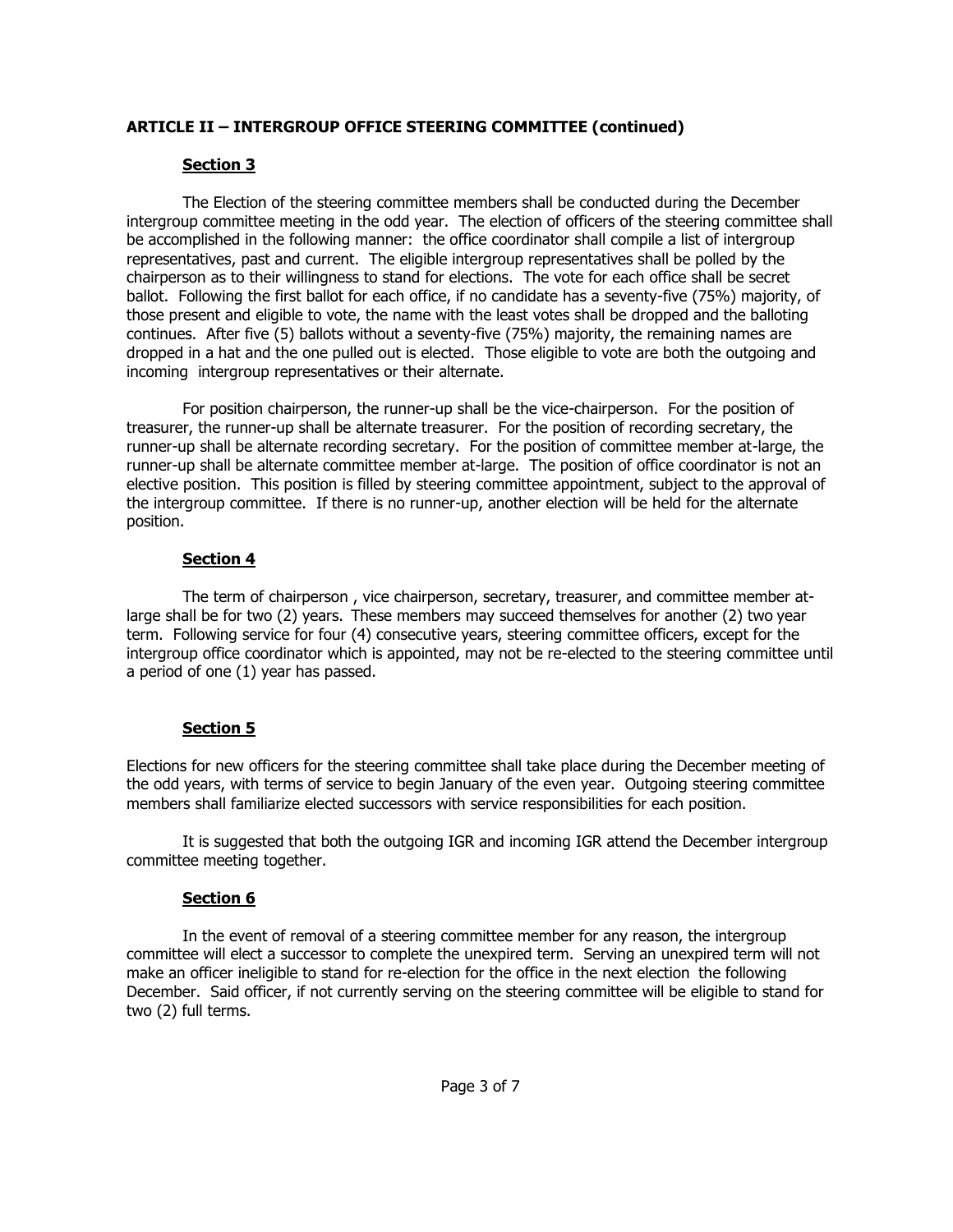**ARTICLE II – INTERGROUP OFFICE STEERING COMMITTEE (continued)**

**Section 3**

The Election of the steering committee members shall be conducted during the December intergroup committee meeting in the odd year. The election of officers of the steering committee shall be accomplished in the following manner: the office coordinator shall compile a list of intergroup representatives, past and current. The eligible intergroup representatives shall be polled by the chairperson as to their willingness to stand for elections. The vote for each office shall be secret ballot. Following the first ballot for each office, if no candidate has a seventy-five (75%) majority, of those present and eligible to vote, the name with the least votes shall be dropped and the balloting continues. After five (5) ballots without a seventy-five (75%) majority, the remaining names are dropped in a hat and the one pulled out is elected. Those eligible to vote are both the outgoing and incoming intergroup representatives or their alternate.

For position chairperson, the runner-up shall be the vice-chairperson. For the position of treasurer, the runner-up shall be alternate treasurer. For the position of recording secretary, the runner-up shall be alternate recording secretary. For the position of committee member at-large, the runner-up shall be alternate committee member at-large. The position of office coordinator is not an elective position. This position is filled by steering committee appointment, subject to the approval of the intergroup committee. If there is no runner-up, another election will be held for the alternate position.

**Section 4**

The term of chairperson , vice chairperson, secretary, treasurer, and committee member at-large shall be for two (2) years. These members may succeed themselves for another (2) two year term. Following service for four (4) consecutive years, steering committee officers, except for the intergroup office coordinator which is appointed, may not be re-elected to the steering committee until a period of one (1) year has passed.

**Section 5**

Elections for new officers for the steering committee shall take place during the December meeting of the odd years, with terms of service to begin January of the even year. Outgoing steering committee members shall familiarize elected successors with service responsibilities for each position.

It is suggested that both the outgoing IGR and incoming IGR attend the December intergroup committee meeting together.

**Section 6**

In the event of removal of a steering committee member for any reason, the intergroup committee will elect a successor to complete the unexpired term. Serving an unexpired term will not make an officer ineligible to stand for re-election for the office in the next election the following December. Said officer, if not currently serving on the steering committee will be eligible to stand for two (2) full terms.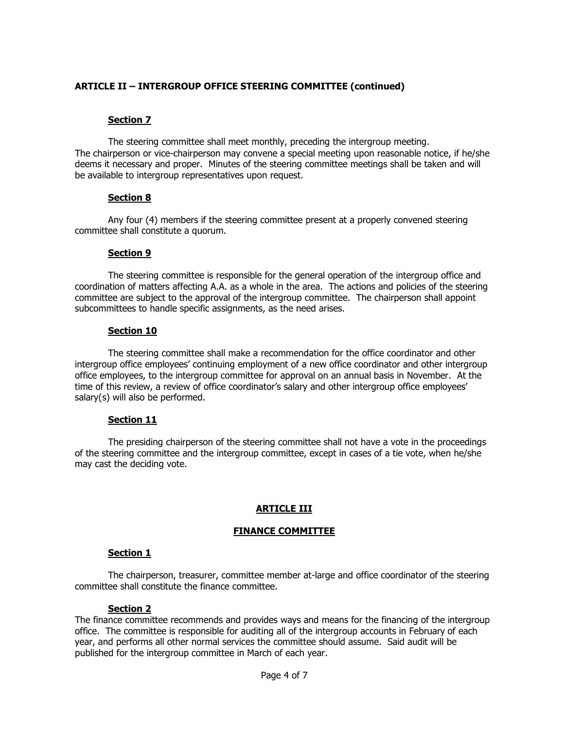**ARTICLE II – INTERGROUP OFFICE STEERING COMMITTEE (continued)**

**Section 7**

The steering committee shall meet monthly, preceding the intergroup meeting. The chairperson or vice-chairperson may convene a special meeting upon reasonable notice, if he/she deems it necessary and proper. Minutes of the steering committee meetings shall be taken and will be available to intergroup representatives upon request.

**Section 8**

Any four (4) members if the steering committee present at a properly convened steering committee shall constitute a quorum.

**Section 9**

The steering committee is responsible for the general operation of the intergroup office and coordination of matters affecting A.A. as a whole in the area. The actions and policies of the steering committee are subject to the approval of the intergroup committee. The chairperson shall appoint subcommittees to handle specific assignments, as the need arises.

**Section 10**

The steering committee shall make a recommendation for the office coordinator and other intergroup office employees' continuing employment of a new office coordinator and other intergroup office employees, to the intergroup committee for approval on an annual basis in November. At the time of this review, a review of office coordinator's salary and other intergroup office employees' salary(s) will also be performed.

**Section 11**

The presiding chairperson of the steering committee shall not have a vote in the proceedings of the steering committee and the intergroup committee, except in cases of a tie vote, when he/she may cast the deciding vote.

## ARTICLE III

## FINANCE COMMITTEE

**Section 1**

The chairperson, treasurer, committee member at-large and office coordinator of the steering committee shall constitute the finance committee.

**Section 2**

The finance committee recommends and provides ways and means for the financing of the intergroup office. The committee is responsible for auditing all of the intergroup accounts in February of each year, and performs all other normal services the committee should assume. Said audit will be published for the intergroup committee in March of each year.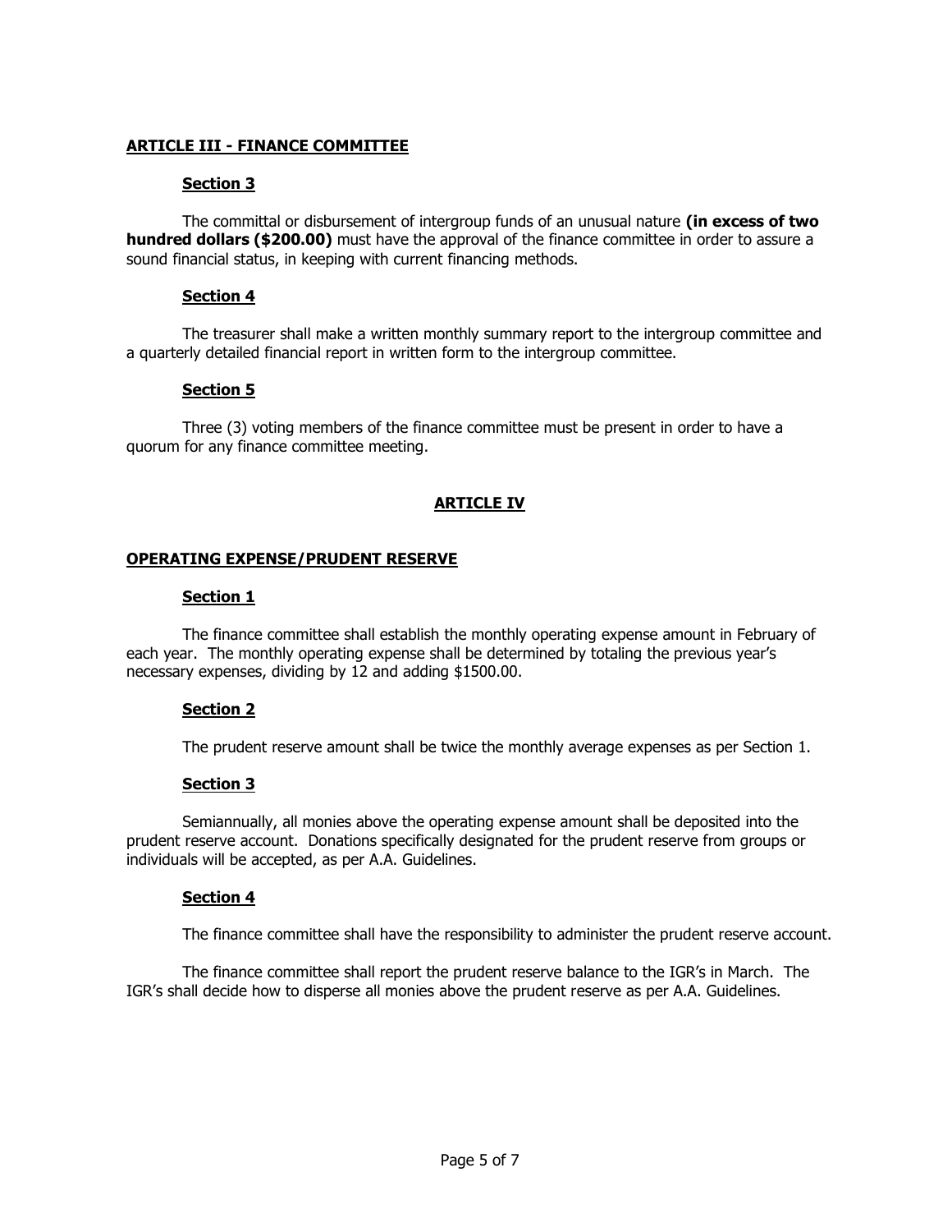## ARTICLE III - FINANCE COMMITTEE

### Section 3

The committal or disbursement of intergroup funds of an unusual nature **(in excess of two hundred dollars ($200.00)** must have the approval of the finance committee in order to assure a sound financial status, in keeping with current financing methods.

### Section 4

The treasurer shall make a written monthly summary report to the intergroup committee and a quarterly detailed financial report in written form to the intergroup committee.

### Section 5

Three (3) voting members of the finance committee must be present in order to have a quorum for any finance committee meeting.

## ARTICLE IV

## OPERATING EXPENSE/PRUDENT RESERVE

### Section 1

The finance committee shall establish the monthly operating expense amount in February of each year. The monthly operating expense shall be determined by totaling the previous year's necessary expenses, dividing by 12 and adding $1500.00.

### Section 2

The prudent reserve amount shall be twice the monthly average expenses as per Section 1.

### Section 3

Semiannually, all monies above the operating expense amount shall be deposited into the prudent reserve account. Donations specifically designated for the prudent reserve from groups or individuals will be accepted, as per A.A. Guidelines.

### Section 4

The finance committee shall have the responsibility to administer the prudent reserve account.

The finance committee shall report the prudent reserve balance to the IGR's in March. The IGR's shall decide how to disperse all monies above the prudent reserve as per A.A. Guidelines.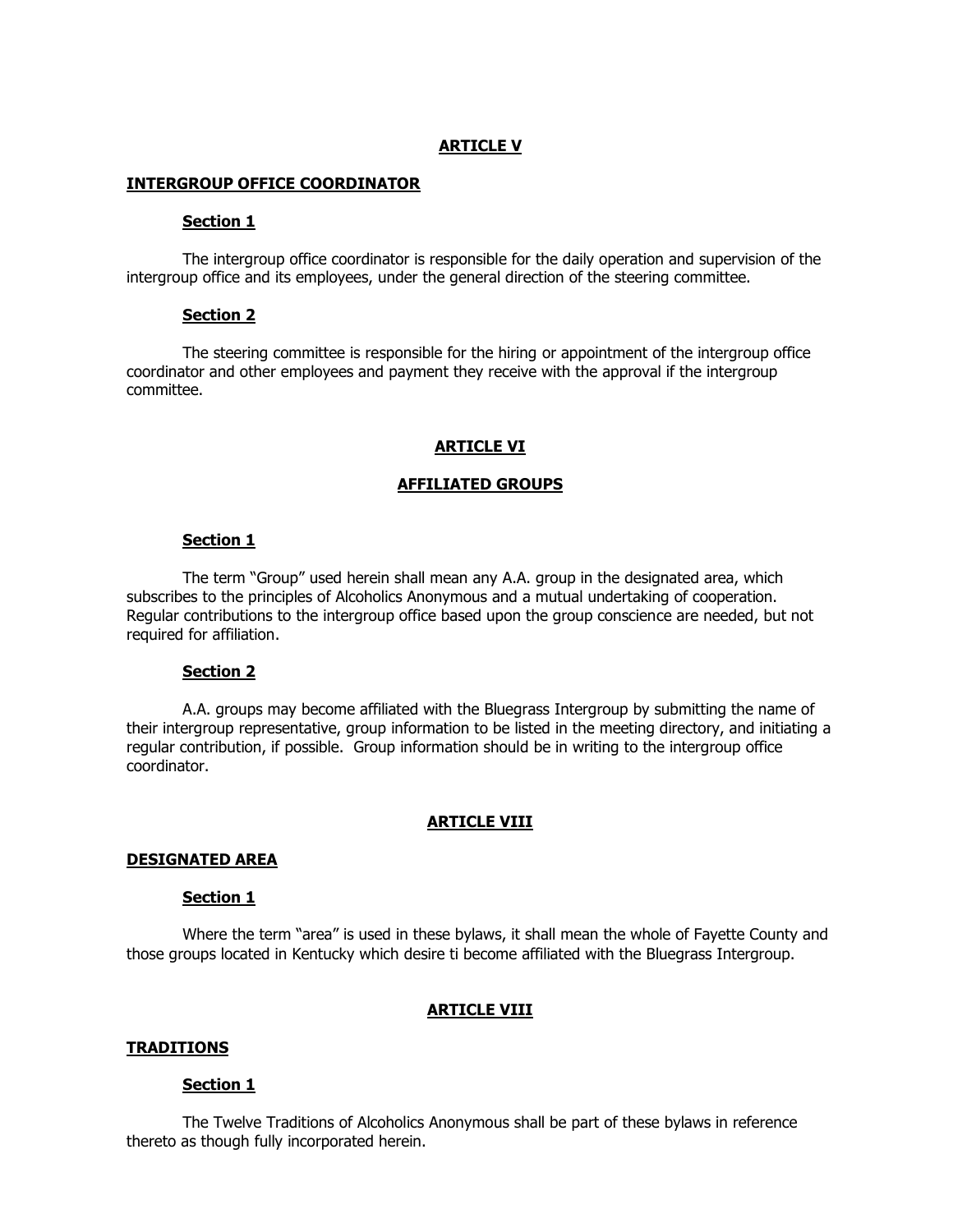## ARTICLE V

### INTERGROUP OFFICE COORDINATOR

#### Section 1

The intergroup office coordinator is responsible for the daily operation and supervision of the intergroup office and its employees, under the general direction of the steering committee.

#### Section 2

The steering committee is responsible for the hiring or appointment of the intergroup office coordinator and other employees and payment they receive with the approval if the intergroup committee.

## ARTICLE VI

### AFFILIATED GROUPS

#### Section 1

The term "Group" used herein shall mean any A.A. group in the designated area, which subscribes to the principles of Alcoholics Anonymous and a mutual undertaking of cooperation. Regular contributions to the intergroup office based upon the group conscience are needed, but not required for affiliation.

#### Section 2

A.A. groups may become affiliated with the Bluegrass Intergroup by submitting the name of their intergroup representative, group information to be listed in the meeting directory, and initiating a regular contribution, if possible. Group information should be in writing to the intergroup office coordinator.

## ARTICLE VIII

### DESIGNATED AREA

#### Section 1

Where the term "area" is used in these bylaws, it shall mean the whole of Fayette County and those groups located in Kentucky which desire ti become affiliated with the Bluegrass Intergroup.

## ARTICLE VIII

### TRADITIONS

#### Section 1

The Twelve Traditions of Alcoholics Anonymous shall be part of these bylaws in reference thereto as though fully incorporated herein.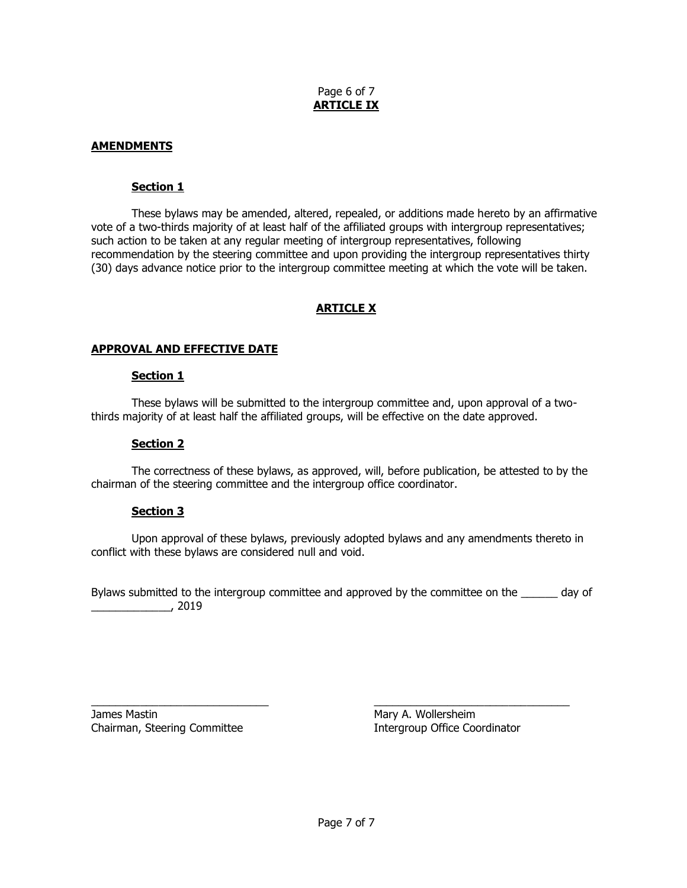## ARTICLE IX

### AMENDMENTS

#### Section 1

These bylaws may be amended, altered, repealed, or additions made hereto by an affirmative vote of a two-thirds majority of at least half of the affiliated groups with intergroup representatives; such action to be taken at any regular meeting of intergroup representatives, following recommendation by the steering committee and upon providing the intergroup representatives thirty (30) days advance notice prior to the intergroup committee meeting at which the vote will be taken.

## ARTICLE X

### APPROVAL AND EFFECTIVE DATE

#### Section 1

These bylaws will be submitted to the intergroup committee and, upon approval of a two-thirds majority of at least half the affiliated groups, will be effective on the date approved.

#### Section 2

The correctness of these bylaws, as approved, will, before publication, be attested to by the chairman of the steering committee and the intergroup office coordinator.

#### Section 3

Upon approval of these bylaws, previously adopted bylaws and any amendments thereto in conflict with these bylaws are considered null and void.

Bylaws submitted to the intergroup committee and approved by the committee on the ______ day of _____________, 2019

______________________________
James Mastin
Chairman, Steering Committee

_________________________________
Mary A. Wollersheim
Intergroup Office Coordinator